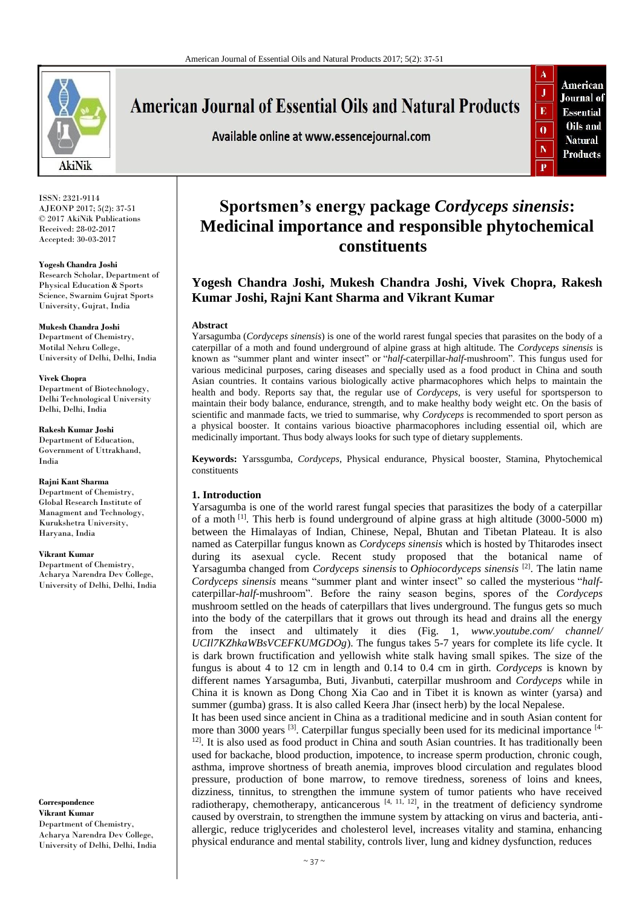# Sportsmen's energy package *Cordyceps sinensis*: Medicinal importance and responsible phytochemical constituents

**Yogesh Chandra Joshi, Mukesh Chandra Joshi, Vivek Chopra, Rakesh Kumar Joshi, Rajni Kant Sharma and Vikrant Kumar**

ISSN: 2321-9114
AJEONP 2017; 5(2): 37-51
© 2017 AkiNik Publications
Received: 28-02-2017
Accepted: 30-03-2017

**Yogesh Chandra Joshi**
Research Scholar, Department of Physical Education & Sports Science, Swarnim Gujrat Sports University, Gujrat, India

**Mukesh Chandra Joshi**
Department of Chemistry, Motilal Nehru College, University of Delhi, Delhi, India

**Vivek Chopra**
Department of Biotechnology, Delhi Technological University Delhi, Delhi, India

**Rakesh Kumar Joshi**
Department of Education, Government of Uttrakhand, India

**Rajni Kant Sharma**
Department of Chemistry, Global Research Institute of Managment and Technology, Kurukshetra University, Haryana, India

**Vikrant Kumar**
Department of Chemistry, Acharya Narendra Dev College, University of Delhi, Delhi, India

**Correspondence**
**Vikrant Kumar**
Department of Chemistry, Acharya Narendra Dev College, University of Delhi, Delhi, India

## Abstract

Yarsagumba (*Cordyceps sinensis*) is one of the world rarest fungal species that parasites on the body of a caterpillar of a moth and found underground of alpine grass at high altitude. The *Cordyceps sinensis* is known as "summer plant and winter insect" or "*half*-caterpillar-*half*-mushroom". This fungus used for various medicinal purposes, caring diseases and specially used as a food product in China and south Asian countries. It contains various biologically active pharmacophores which helps to maintain the health and body. Reports say that, the regular use of *Cordyceps*, is very useful for sportsperson to maintain their body balance, endurance, strength, and to make healthy body weight etc. On the basis of scientific and manmade facts, we tried to summarise, why *Cordyceps* is recommended to sport person as a physical booster. It contains various bioactive pharmacophores including essential oil, which are medicinally important. Thus body always looks for such type of dietary supplements.

**Keywords:** Yarssgumba, *Cordyceps*, Physical endurance, Physical booster, Stamina, Phytochemical constituents

## 1. Introduction

Yarsagumba is one of the world rarest fungal species that parasitizes the body of a caterpillar of a moth [1]. This herb is found underground of alpine grass at high altitude (3000-5000 m) between the Himalayas of Indian, Chinese, Nepal, Bhutan and Tibetan Plateau. It is also named as Caterpillar fungus known as *Cordyceps sinensis* which is hosted by Thitarodes insect during its asexual cycle. Recent study proposed that the botanical name of Yarsagumba changed from *Cordyceps sinensis* to *Ophiocordyceps sinensis* [2]. The latin name *Cordyceps sinensis* means "summer plant and winter insect" so called the mysterious "*half*-caterpillar-*half*-mushroom". Before the rainy season begins, spores of the *Cordyceps* mushroom settled on the heads of caterpillars that lives underground. The fungus gets so much into the body of the caterpillars that it grows out through its head and drains all the energy from the insect and ultimately it dies (Fig. 1, *www.youtube.com/ channel/ UCIl7KZhkaWBsVCEFKUMGDOg*). The fungus takes 5-7 years for complete its life cycle. It is dark brown fructification and yellowish white stalk having small spikes. The size of the fungus is about 4 to 12 cm in length and 0.14 to 0.4 cm in girth. *Cordyceps* is known by different names Yarsagumba, Buti, Jivanbuti, caterpillar mushroom and *Cordyceps* while in China it is known as Dong Chong Xia Cao and in Tibet it is known as winter (yarsa) and summer (gumba) grass. It is also called Keera Jhar (insect herb) by the local Nepalese.

It has been used since ancient in China as a traditional medicine and in south Asian content for more than 3000 years [3]. Caterpillar fungus specially been used for its medicinal importance [4-12]. It is also used as food product in China and south Asian countries. It has traditionally been used for backache, blood production, impotence, to increase sperm production, chronic cough, asthma, improve shortness of breath anemia, improves blood circulation and regulates blood pressure, production of bone marrow, to remove tiredness, soreness of loins and knees, dizziness, tinnitus, to strengthen the immune system of tumor patients who have received radiotherapy, chemotherapy, anticancerous [4, 11, 12], in the treatment of deficiency syndrome caused by overstrain, to strengthen the immune system by attacking on virus and bacteria, anti-allergic, reduce triglycerides and cholesterol level, increases vitality and stamina, enhancing physical endurance and mental stability, controls liver, lung and kidney dysfunction, reduces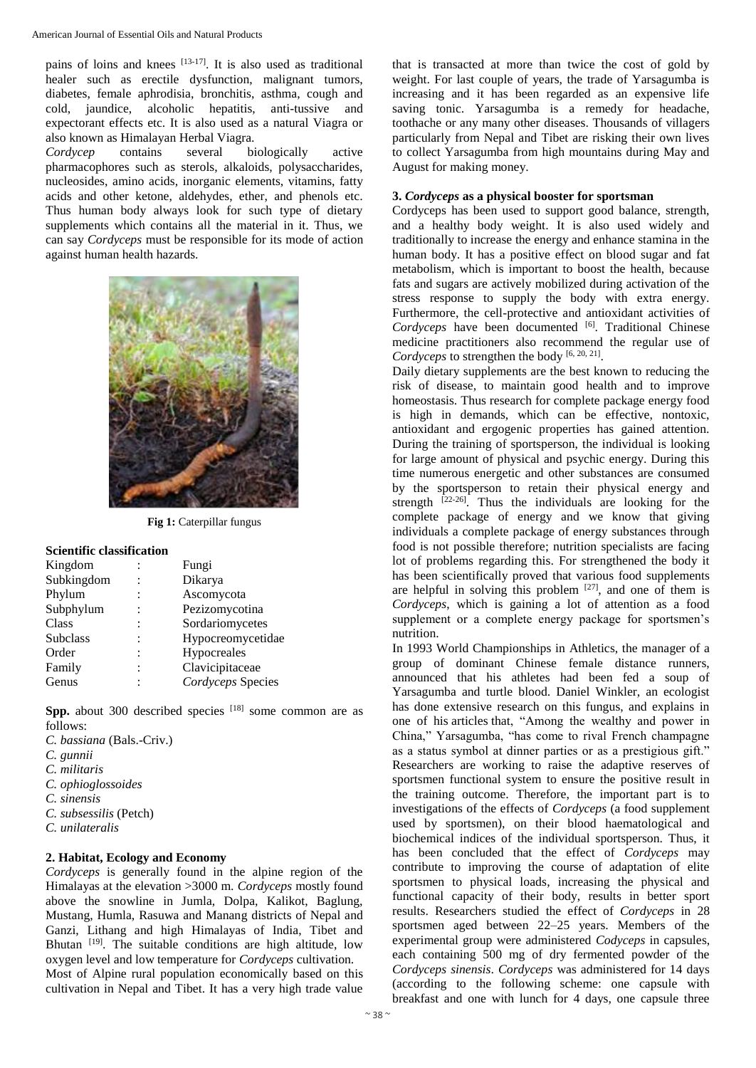pains of loins and knees [13-17]. It is also used as traditional healer such as erectile dysfunction, malignant tumors, diabetes, female aphrodisia, bronchitis, asthma, cough and cold, jaundice, alcoholic hepatitis, anti-tussive and expectorant effects etc. It is also used as a natural Viagra or also known as Himalayan Herbal Viagra.

*Cordycep* contains several biologically active pharmacophores such as sterols, alkaloids, polysaccharides, nucleosides, amino acids, inorganic elements, vitamins, fatty acids and other ketone, aldehydes, ether, and phenols etc. Thus human body always look for such type of dietary supplements which contains all the material in it. Thus, we can say *Cordyceps* must be responsible for its mode of action against human health hazards.

**Fig 1:** Caterpillar fungus

**Scientific classification**

| | | |
|---|---|---|
| Kingdom | : | Fungi |
| Subkingdom | : | Dikarya |
| Phylum | : | Ascomycota |
| Subphylum | : | Pezizomycotina |
| Class | : | Sordariomycetes |
| Subclass | : | Hypocreomycetidae |
| Order | : | Hypocreales |
| Family | : | Clavicipitaceae |
| Genus | : | *Cordyceps* Species |

**Spp.** about 300 described species [18] some common are as follows:

- *C. bassiana* (Bals.-Criv.)
- *C. gunnii*
- *C. militaris*
- *C. ophioglossoides*
- *C. sinensis*
- *C. subsessilis* (Petch)
- *C. unilateralis*

## 2. Habitat, Ecology and Economy

*Cordyceps* is generally found in the alpine region of the Himalayas at the elevation >3000 m. *Cordyceps* mostly found above the snowline in Jumla, Dolpa, Kalikot, Baglung, Mustang, Humla, Rasuwa and Manang districts of Nepal and Ganzi, Lithang and high Himalayas of India, Tibet and Bhutan [19]. The suitable conditions are high altitude, low oxygen level and low temperature for *Cordyceps* cultivation.

Most of Alpine rural population economically based on this cultivation in Nepal and Tibet. It has a very high trade value that is transacted at more than twice the cost of gold by weight. For last couple of years, the trade of Yarsagumba is increasing and it has been regarded as an expensive life saving tonic. Yarsagumba is a remedy for headache, toothache or any many other diseases. Thousands of villagers particularly from Nepal and Tibet are risking their own lives to collect Yarsagumba from high mountains during May and August for making money.

## 3. *Cordyceps* as a physical booster for sportsman

Cordyceps has been used to support good balance, strength, and a healthy body weight. It is also used widely and traditionally to increase the energy and enhance stamina in the human body. It has a positive effect on blood sugar and fat metabolism, which is important to boost the health, because fats and sugars are actively mobilized during activation of the stress response to supply the body with extra energy. Furthermore, the cell-protective and antioxidant activities of *Cordyceps* have been documented [6]. Traditional Chinese medicine practitioners also recommend the regular use of *Cordyceps* to strengthen the body [6, 20, 21].

Daily dietary supplements are the best known to reducing the risk of disease, to maintain good health and to improve homeostasis. Thus research for complete package energy food is high in demands, which can be effective, nontoxic, antioxidant and ergogenic properties has gained attention. During the training of sportsperson, the individual is looking for large amount of physical and psychic energy. During this time numerous energetic and other substances are consumed by the sportsperson to retain their physical energy and strength [22-26]. Thus the individuals are looking for the complete package of energy and we know that giving individuals a complete package of energy substances through food is not possible therefore; nutrition specialists are facing lot of problems regarding this. For strengthened the body it has been scientifically proved that various food supplements are helpful in solving this problem [27], and one of them is *Cordyceps*, which is gaining a lot of attention as a food supplement or a complete energy package for sportsmen's nutrition.

In 1993 World Championships in Athletics, the manager of a group of dominant Chinese female distance runners, announced that his athletes had been fed a soup of Yarsagumba and turtle blood. Daniel Winkler, an ecologist has done extensive research on this fungus, and explains in one of his articles that, "Among the wealthy and power in China," Yarsagumba, "has come to rival French champagne as a status symbol at dinner parties or as a prestigious gift." Researchers are working to raise the adaptive reserves of sportsmen functional system to ensure the positive result in the training outcome. Therefore, the important part is to investigations of the effects of *Cordyceps* (a food supplement used by sportsmen), on their blood haematological and biochemical indices of the individual sportsperson. Thus, it has been concluded that the effect of *Cordyceps* may contribute to improving the course of adaptation of elite sportsmen to physical loads, increasing the physical and functional capacity of their body, results in better sport results. Researchers studied the effect of *Cordyceps* in 28 sportsmen aged between 22–25 years. Members of the experimental group were administered *Codyceps* in capsules, each containing 500 mg of dry fermented powder of the *Cordyceps sinensis*. *Cordyceps* was administered for 14 days (according to the following scheme: one capsule with breakfast and one with lunch for 4 days, one capsule three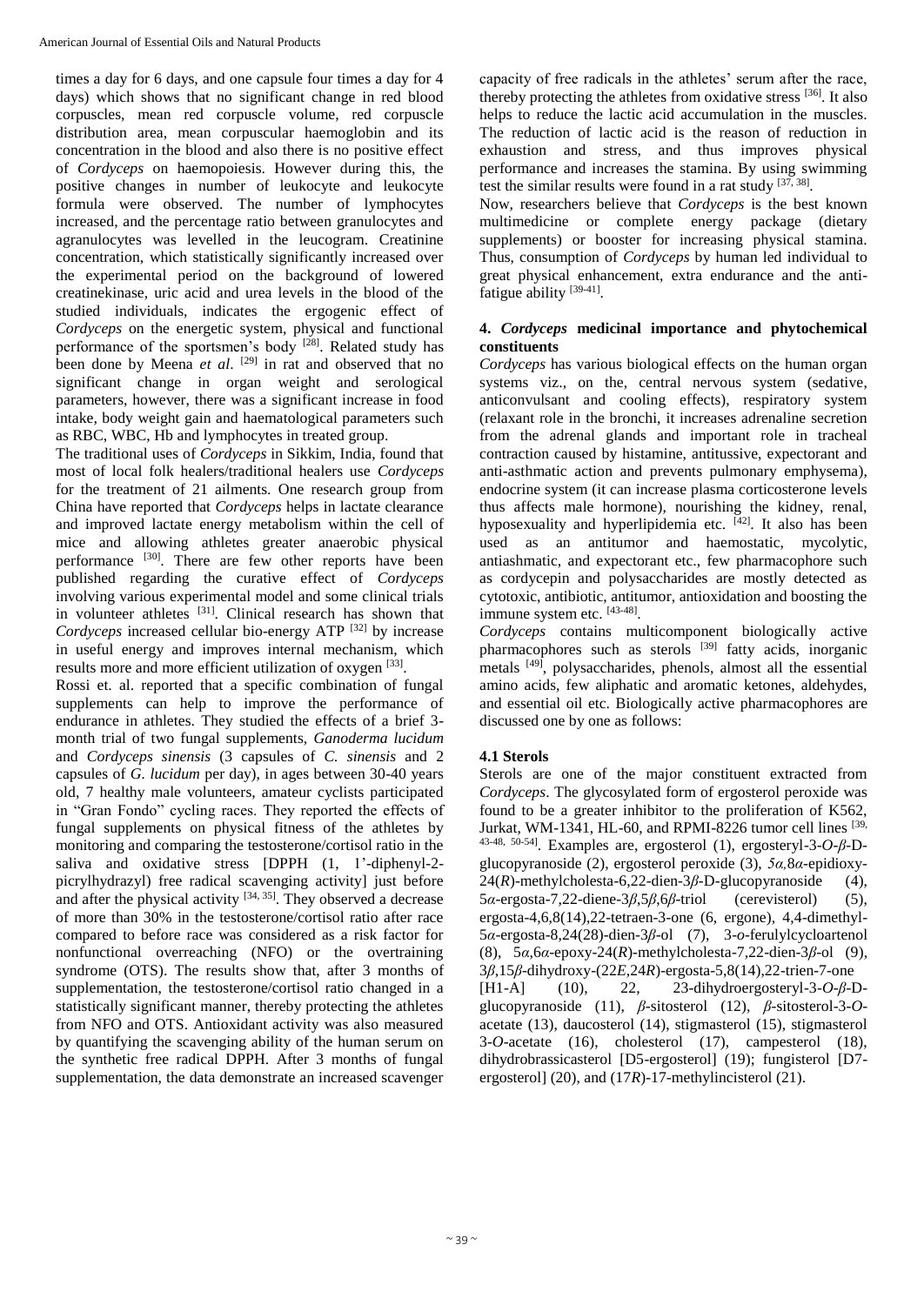times a day for 6 days, and one capsule four times a day for 4 days) which shows that no significant change in red blood corpuscles, mean red corpuscle volume, red corpuscle distribution area, mean corpuscular haemoglobin and its concentration in the blood and also there is no positive effect of *Cordyceps* on haemopoiesis. However during this, the positive changes in number of leukocyte and leukocyte formula were observed. The number of lymphocytes increased, and the percentage ratio between granulocytes and agranulocytes was levelled in the leucogram. Creatinine concentration, which statistically significantly increased over the experimental period on the background of lowered creatinekinase, uric acid and urea levels in the blood of the studied individuals, indicates the ergogenic effect of *Cordyceps* on the energetic system, physical and functional performance of the sportsmen's body [28]. Related study has been done by Meena *et al*. [29] in rat and observed that no significant change in organ weight and serological parameters, however, there was a significant increase in food intake, body weight gain and haematological parameters such as RBC, WBC, Hb and lymphocytes in treated group.

The traditional uses of *Cordyceps* in Sikkim, India, found that most of local folk healers/traditional healers use *Cordyceps* for the treatment of 21 ailments. One research group from China have reported that *Cordyceps* helps in lactate clearance and improved lactate energy metabolism within the cell of mice and allowing athletes greater anaerobic physical performance [30]. There are few other reports have been published regarding the curative effect of *Cordyceps* involving various experimental model and some clinical trials in volunteer athletes [31]. Clinical research has shown that *Cordyceps* increased cellular bio-energy ATP [32] by increase in useful energy and improves internal mechanism, which results more and more efficient utilization of oxygen [33].

Rossi et. al. reported that a specific combination of fungal supplements can help to improve the performance of endurance in athletes. They studied the effects of a brief 3-month trial of two fungal supplements, *Ganoderma lucidum* and *Cordyceps sinensis* (3 capsules of *C. sinensis* and 2 capsules of *G. lucidum* per day), in ages between 30-40 years old, 7 healthy male volunteers, amateur cyclists participated in "Gran Fondo" cycling races. They reported the effects of fungal supplements on physical fitness of the athletes by monitoring and comparing the testosterone/cortisol ratio in the saliva and oxidative stress [DPPH (1, 1'-diphenyl-2-picrylhydrazyl) free radical scavenging activity] just before and after the physical activity [34, 35]. They observed a decrease of more than 30% in the testosterone/cortisol ratio after race compared to before race was considered as a risk factor for nonfunctional overreaching (NFO) or the overtraining syndrome (OTS). The results show that, after 3 months of supplementation, the testosterone/cortisol ratio changed in a statistically significant manner, thereby protecting the athletes from NFO and OTS. Antioxidant activity was also measured by quantifying the scavenging ability of the human serum on the synthetic free radical DPPH. After 3 months of fungal supplementation, the data demonstrate an increased scavenger capacity of free radicals in the athletes' serum after the race, thereby protecting the athletes from oxidative stress [36]. It also helps to reduce the lactic acid accumulation in the muscles. The reduction of lactic acid is the reason of reduction in exhaustion and stress, and thus improves physical performance and increases the stamina. By using swimming test the similar results were found in a rat study [37, 38].

Now, researchers believe that *Cordyceps* is the best known multimedicine or complete energy package (dietary supplements) or booster for increasing physical stamina. Thus, consumption of *Cordyceps* by human led individual to great physical enhancement, extra endurance and the anti-fatigue ability [39-41].

## 4. *Cordyceps* medicinal importance and phytochemical constituents

*Cordyceps* has various biological effects on the human organ systems viz., on the, central nervous system (sedative, anticonvulsant and cooling effects), respiratory system (relaxant role in the bronchi, it increases adrenaline secretion from the adrenal glands and important role in tracheal contraction caused by histamine, antitussive, expectorant and anti-asthmatic action and prevents pulmonary emphysema), endocrine system (it can increase plasma corticosterone levels thus affects male hormone), nourishing the kidney, renal, hyposexuality and hyperlipidemia etc. [42]. It also has been used as an antitumor and haemostatic, mycolytic, antiashmatic, and expectorant etc., few pharmacophore such as cordycepin and polysaccharides are mostly detected as cytotoxic, antibiotic, antitumor, antioxidation and boosting the immune system etc. [43-48].

*Cordyceps* contains multicomponent biologically active pharmacophores such as sterols [39] fatty acids, inorganic metals [49], polysaccharides, phenols, almost all the essential amino acids, few aliphatic and aromatic ketones, aldehydes, and essential oil etc. Biologically active pharmacophores are discussed one by one as follows:

### 4.1 Sterols

Sterols are one of the major constituent extracted from *Cordyceps*. The glycosylated form of ergosterol peroxide was found to be a greater inhibitor to the proliferation of K562, Jurkat, WM-1341, HL-60, and RPMI-8226 tumor cell lines [39, 43-48, 50-54]. Examples are, ergosterol (1), ergosteryl-3-*O*-*β*-D-glucopyranoside (2), ergosterol peroxide (3), *5α,8α*-epidioxy-24(*R*)-methylcholesta-6,22-dien-3*β*-D-glucopyranoside (4), 5*α*-ergosta-7,22-diene-3*β*,5*β*,6*β*-triol (cerevisterol) (5), ergosta-4,6,8(14),22-tetraen-3-one (6, ergone), 4,4-dimethyl-5*α*-ergosta-8,24(28)-dien-3*β*-ol (7), 3-*o*-ferulylcycloartenol (8), 5*α*,6*α*-epoxy-24(*R*)-methylcholesta-7,22-dien-3*β*-ol (9), 3*β*,15*β*-dihydroxy-(22*E*,24*R*)-ergosta-5,8(14),22-trien-7-one [H1-A] (10), 22, 23-dihydroergosteryl-3-*O*-*β*-D-glucopyranoside (11), *β*-sitosterol (12), *β*-sitosterol-3-*O*-acetate (13), daucosterol (14), stigmasterol (15), stigmasterol 3-*O*-acetate (16), cholesterol (17), campesterol (18), dihydrobrassicasterol [D5-ergosterol] (19); fungisterol [D7-ergosterol] (20), and (17*R*)-17-methylincisterol (21).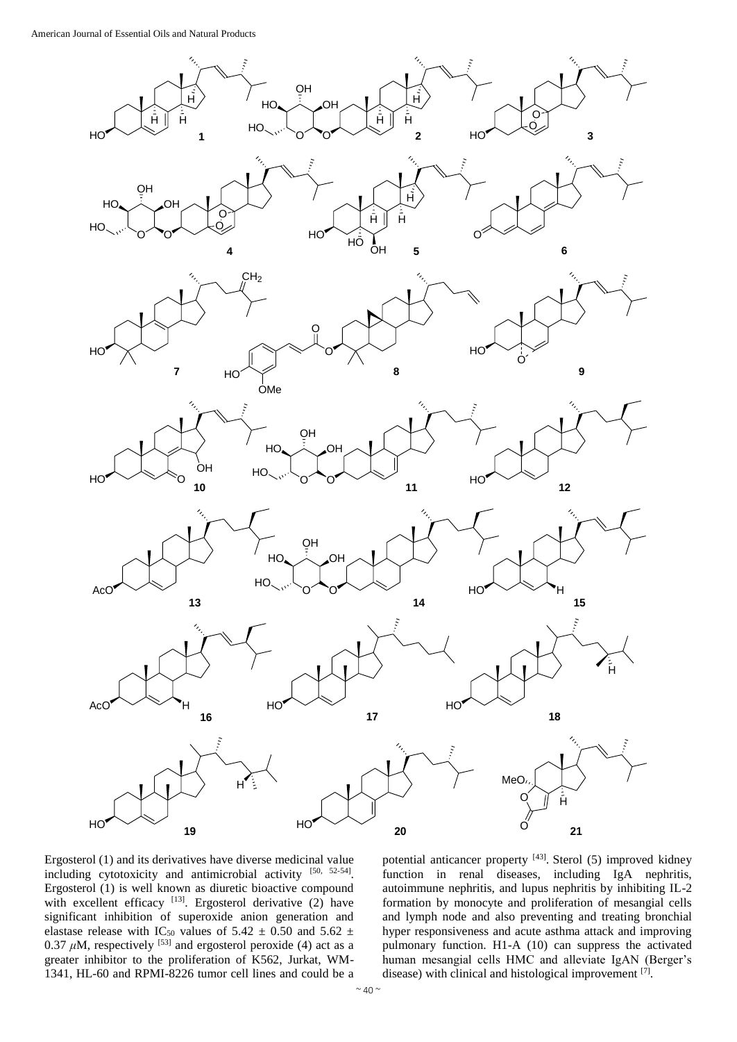Ergosterol (1) and its derivatives have diverse medicinal value including cytotoxicity and antimicrobial activity [50, 52-54]. Ergosterol (1) is well known as diuretic bioactive compound with excellent efficacy [13]. Ergosterol derivative (2) have significant inhibition of superoxide anion generation and elastase release with $IC_{50}$ values of $5.42 \pm 0.50$ and $5.62 \pm 0.37$ $\mu$M, respectively [53] and ergosterol peroxide (4) act as a greater inhibitor to the proliferation of K562, Jurkat, WM-1341, HL-60 and RPMI-8226 tumor cell lines and could be a potential anticancer property [43]. Sterol (5) improved kidney function in renal diseases, including IgA nephritis, autoimmune nephritis, and lupus nephritis by inhibiting IL-2 formation by monocyte and proliferation of mesangial cells and lymph node and also preventing and treating bronchial hyper responsiveness and acute asthma attack and improving pulmonary function. H1-A (10) can suppress the activated human mesangial cells HMC and alleviate IgAN (Berger's disease) with clinical and histological improvement [7].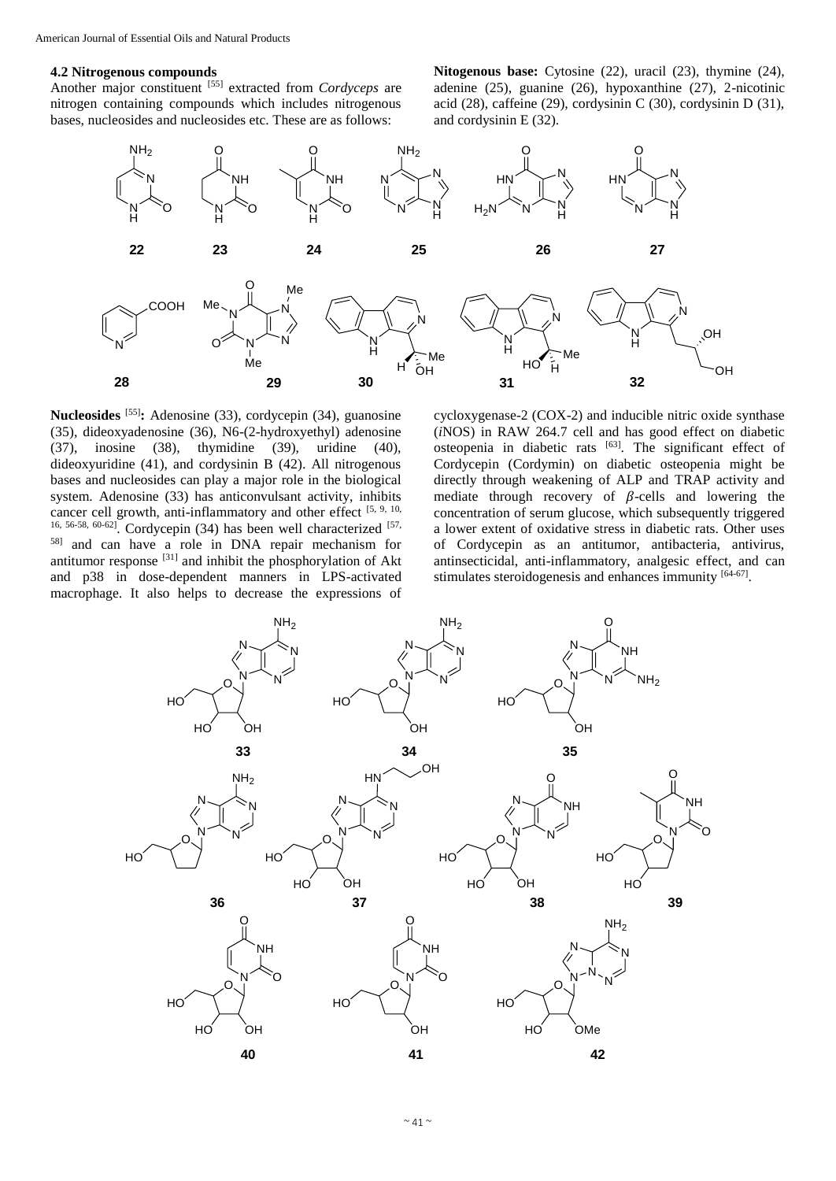### 4.2 Nitrogenous compounds

Another major constituent [55] extracted from *Cordyceps* are nitrogen containing compounds which includes nitrogenous bases, nucleosides and nucleosides etc. These are as follows:

**Nitogenous base:** Cytosine (22), uracil (23), thymine (24), adenine (25), guanine (26), hypoxanthine (27), 2-nicotinic acid (28), caffeine (29), cordysinin C (30), cordysinin D (31), and cordysinin E (32).

**Nucleosides** [55]**:** Adenosine (33), cordycepin (34), guanosine (35), dideoxyadenosine (36), N6-(2-hydroxyethyl) adenosine (37), inosine (38), thymidine (39), uridine (40), dideoxyuridine (41), and cordysinin B (42). All nitrogenous bases and nucleosides can play a major role in the biological system. Adenosine (33) has anticonvulsant activity, inhibits cancer cell growth, anti-inflammatory and other effect [5, 9, 10, 16, 56-58, 60-62]. Cordycepin (34) has been well characterized [57, 58] and can have a role in DNA repair mechanism for antitumor response [31] and inhibit the phosphorylation of Akt and p38 in dose-dependent manners in LPS-activated macrophage. It also helps to decrease the expressions of cycloxygenase-2 (COX-2) and inducible nitric oxide synthase (*i*NOS) in RAW 264.7 cell and has good effect on diabetic osteopenia in diabetic rats [63]. The significant effect of Cordycepin (Cordymin) on diabetic osteopenia might be directly through weakening of ALP and TRAP activity and mediate through recovery of $\beta$-cells and lowering the concentration of serum glucose, which subsequently triggered a lower extent of oxidative stress in diabetic rats. Other uses of Cordycepin as an antitumor, antibacteria, antivirus, antinsecticidal, anti-inflammatory, analgesic effect, and can stimulates steroidogenesis and enhances immunity [64-67].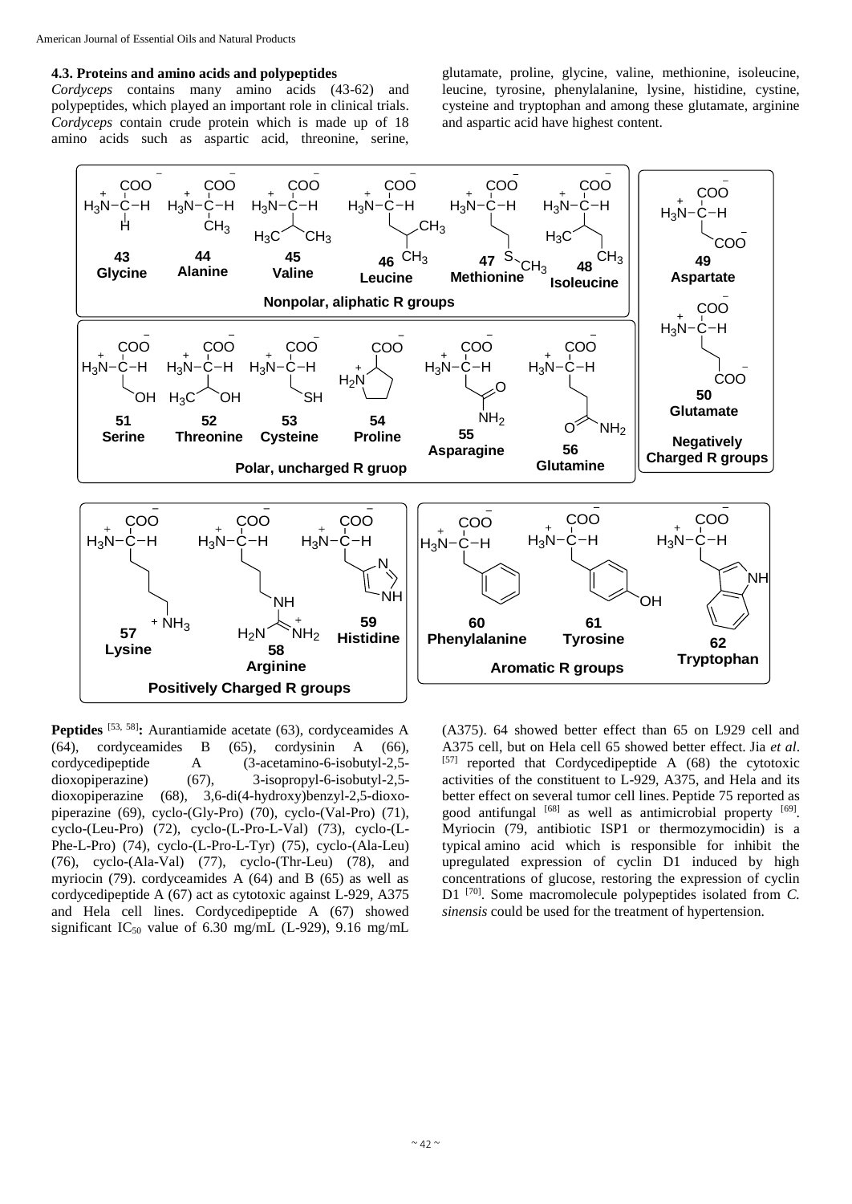### 4.3. Proteins and amino acids and polypeptides

*Cordyceps* contains many amino acids (43-62) and polypeptides, which played an important role in clinical trials. *Cordyceps* contain crude protein which is made up of 18 amino acids such as aspartic acid, threonine, serine, glutamate, proline, glycine, valine, methionine, isoleucine, leucine, tyrosine, phenylalanine, lysine, histidine, cystine, cysteine and tryptophan and among these glutamate, arginine and aspartic acid have highest content.

**Peptides** [53, 58]**:** Aurantiamide acetate (63), cordyceamides A (64), cordyceamides B (65), cordysinin A (66), cordycedipeptide A (3-acetamino-6-isobutyl-2,5-dioxopiperazine) (67), 3-isopropyl-6-isobutyl-2,5-dioxopiperazine (68), 3,6-di(4-hydroxy)benzyl-2,5-dioxo-piperazine (69), cyclo-(Gly-Pro) (70), cyclo-(Val-Pro) (71), cyclo-(Leu-Pro) (72), cyclo-(L-Pro-L-Val) (73), cyclo-(L-Phe-L-Pro) (74), cyclo-(L-Pro-L-Tyr) (75), cyclo-(Ala-Leu) (76), cyclo-(Ala-Val) (77), cyclo-(Thr-Leu) (78), and myriocin (79). cordyceamides A (64) and B (65) as well as cordycedipeptide A (67) act as cytotoxic against L-929, A375 and Hela cell lines. Cordycedipeptide A (67) showed significant $IC_{50}$ value of 6.30 mg/mL (L-929), 9.16 mg/mL (A375). 64 showed better effect than 65 on L929 cell and A375 cell, but on Hela cell 65 showed better effect. Jia *et al*. [57] reported that Cordycedipeptide A (68) the cytotoxic activities of the constituent to L-929, A375, and Hela and its better effect on several tumor cell lines. Peptide 75 reported as good antifungal [68] as well as antimicrobial property [69]. Myriocin (79, antibiotic ISP1 or thermozymocidin) is a typical amino acid which is responsible for inhibit the upregulated expression of cyclin D1 induced by high concentrations of glucose, restoring the expression of cyclin D1 [70]. Some macromolecule polypeptides isolated from *C. sinensis* could be used for the treatment of hypertension.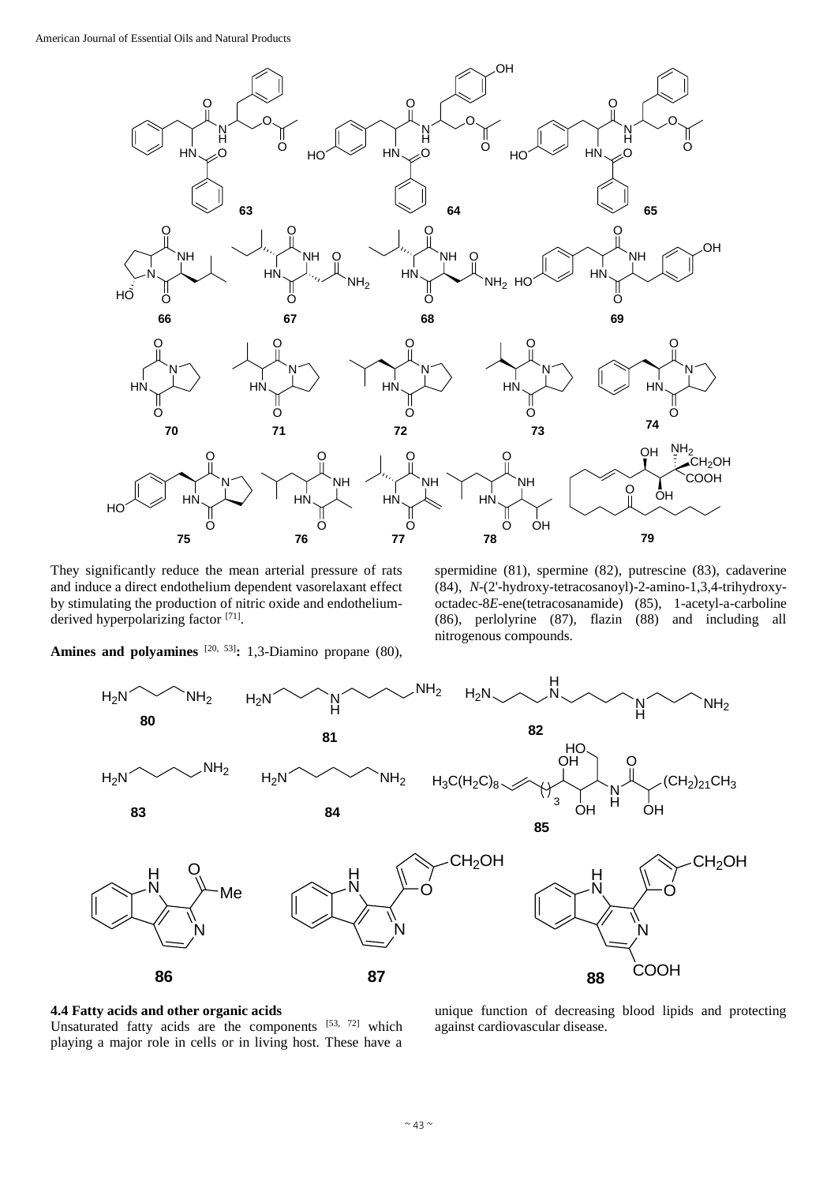They significantly reduce the mean arterial pressure of rats and induce a direct endothelium dependent vasorelaxant effect by stimulating the production of nitric oxide and endothelium-derived hyperpolarizing factor [71].

**Amines and polyamines** [20, 53]**:** 1,3-Diamino propane (80), spermidine (81), spermine (82), putrescine (83), cadaverine (84), *N*-(2'-hydroxy-tetracosanoyl)-2-amino-1,3,4-trihydroxy-octadec-8*E*-ene(tetracosanamide) (85), 1-acetyl-a-carboline (86), perlolyrine (87), flazin (88) and including all nitrogenous compounds.

### 4.4 Fatty acids and other organic acids

Unsaturated fatty acids are the components [53, 72] which playing a major role in cells or in living host. These have a unique function of decreasing blood lipids and protecting against cardiovascular disease.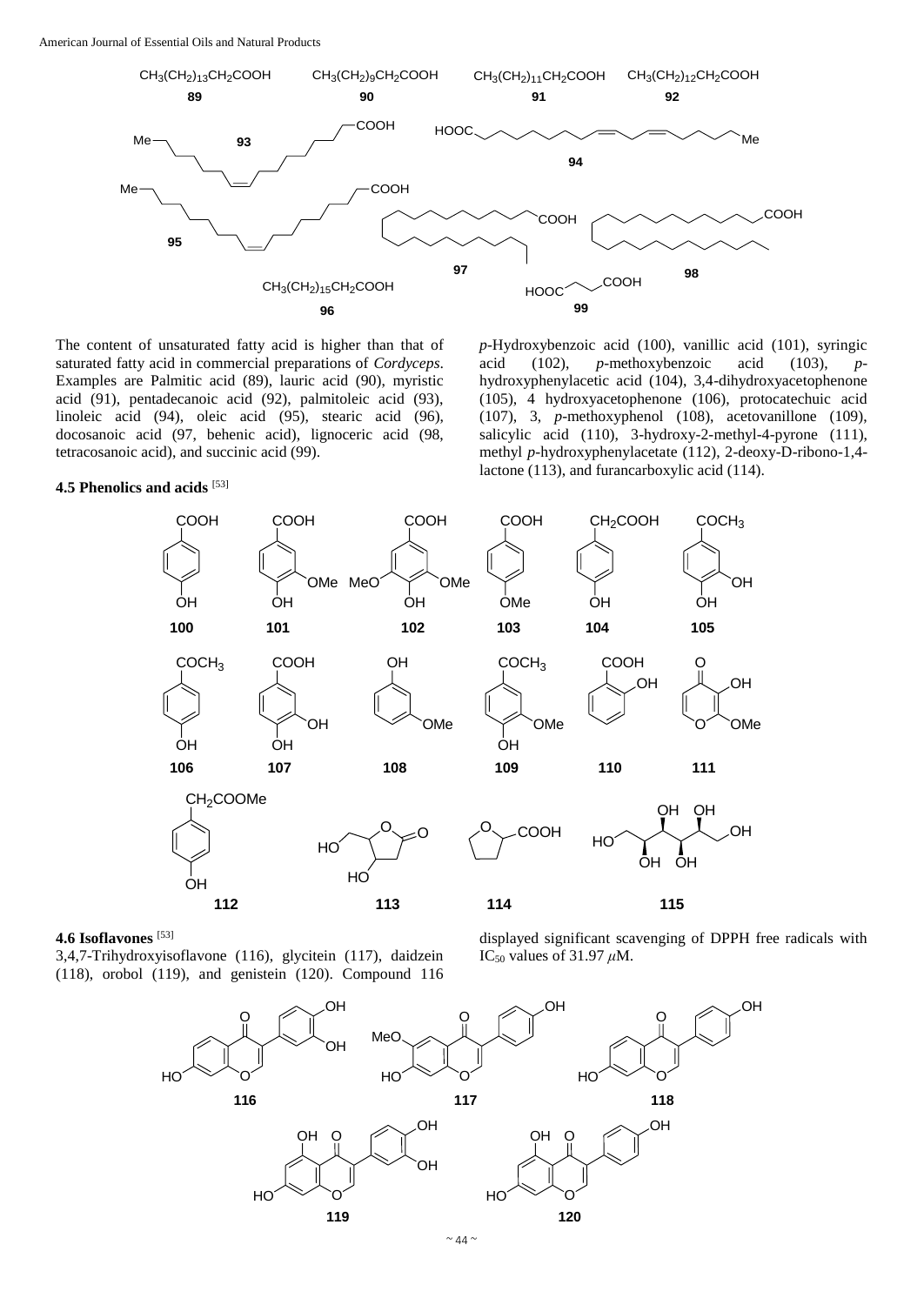The content of unsaturated fatty acid is higher than that of saturated fatty acid in commercial preparations of *Cordyceps*. Examples are Palmitic acid (89), lauric acid (90), myristic acid (91), pentadecanoic acid (92), palmitoleic acid (93), linoleic acid (94), oleic acid (95), stearic acid (96), docosanoic acid (97, behenic acid), lignoceric acid (98, tetracosanoic acid), and succinic acid (99).

### 4.5 Phenolics and acids [53]

*p*-Hydroxybenzoic acid (100), vanillic acid (101), syringic acid (102), *p*-methoxybenzoic acid (103), *p*-hydroxyphenylacetic acid (104), 3,4-dihydroxyacetophenone (105), 4 hydroxyacetophenone (106), protocatechuic acid (107), 3, *p*-methoxyphenol (108), acetovanillone (109), salicylic acid (110), 3-hydroxy-2-methyl-4-pyrone (111), methyl *p*-hydroxyphenylacetate (112), 2-deoxy-D-ribono-1,4-lactone (113), and furancarboxylic acid (114).

### 4.6 Isoflavones [53]

3,4,7-Trihydroxyisoflavone (116), glycitein (117), daidzein (118), orobol (119), and genistein (120). Compound 116 displayed significant scavenging of DPPH free radicals with $IC_{50}$ values of 31.97 $\mu$M.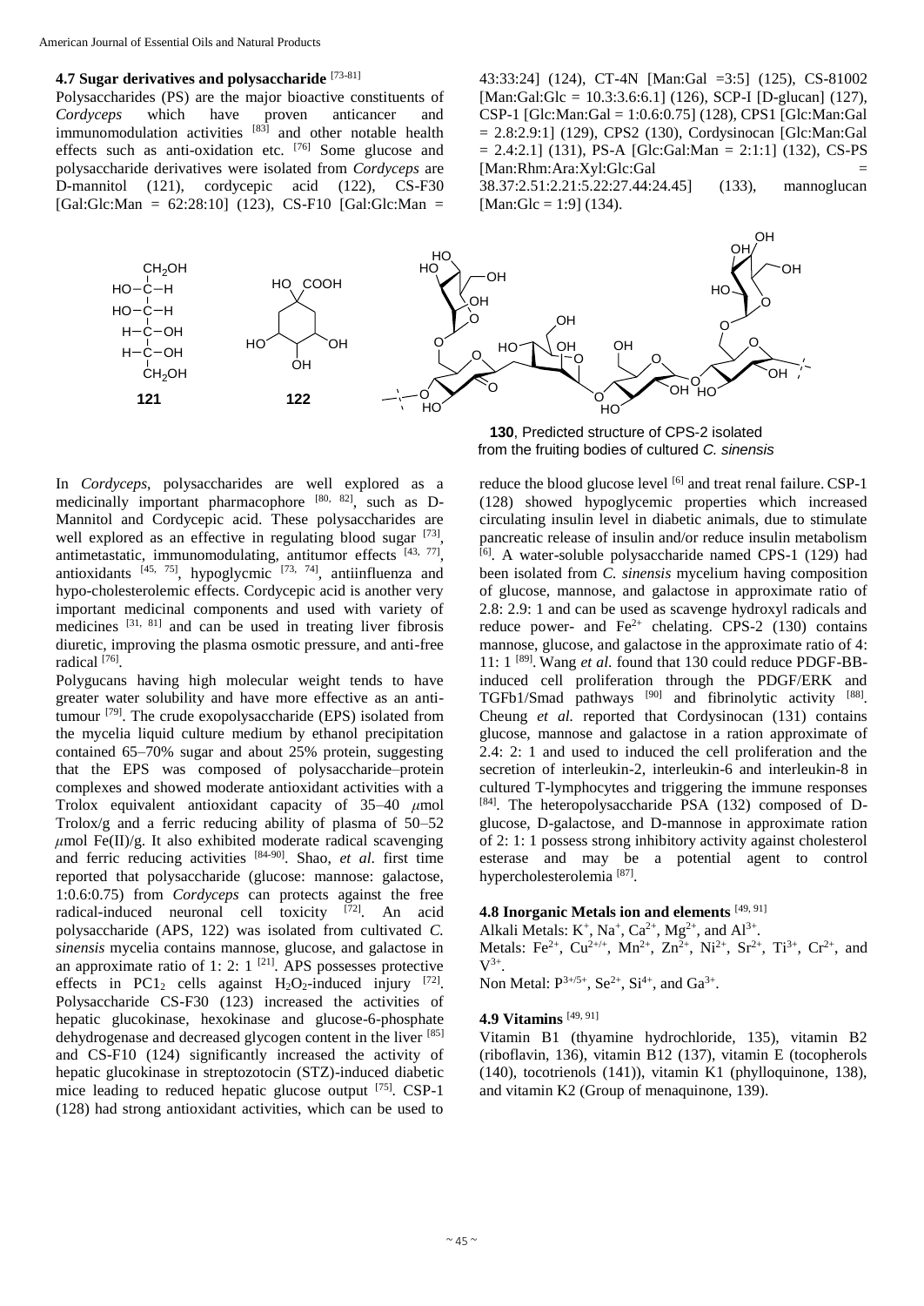#### 4.7 Sugar derivatives and polysaccharide [73-81]

Polysaccharides (PS) are the major bioactive constituents of *Cordyceps* which have proven anticancer and immunomodulation activities [83] and other notable health effects such as anti-oxidation etc. [76] Some glucose and polysaccharide derivatives were isolated from *Cordyceps* are D-mannitol (121), cordycepic acid (122), CS-F30 [Gal:Glc:Man = 62:28:10] (123), CS-F10 [Gal:Glc:Man = 43:33:24] (124), CT-4N [Man:Gal =3:5] (125), CS-81002 [Man:Gal:Glc = 10.3:3.6:6.1] (126), SCP-I [D-glucan] (127), CSP-1 [Glc:Man:Gal = 1:0.6:0.75] (128), CPS1 [Glc:Man:Gal = 2.8:2.9:1] (129), CPS2 (130), Cordysinocan [Glc:Man:Gal = 2.4:2.1] (131), PS-A [Glc:Gal:Man = 2:1:1] (132), CS-PS [Man:Rhm:Ara:Xyl:Glc:Gal = 38.37:2.51:2.21:5.22:27.44:24.45] (133), mannoglucan [Man:Glc = 1:9] (134).

**121** **122**

**130**, Predicted structure of CPS-2 isolated from the fruiting bodies of cultured *C. sinensis*

In *Cordyceps*, polysaccharides are well explored as a medicinally important pharmacophore [80, 82], such as D-Mannitol and Cordycepic acid. These polysaccharides are well explored as an effective in regulating blood sugar [73], antimetastatic, immunomodulating, antitumor effects [43, 77], antioxidants [45, 75], hypoglycmic [73, 74], antiinfluenza and hypo-cholesterolemic effects. Cordycepic acid is another very important medicinal components and used with variety of medicines [31, 81] and can be used in treating liver fibrosis diuretic, improving the plasma osmotic pressure, and anti-free radical [76].

Polygucans having high molecular weight tends to have greater water solubility and have more effective as an anti-tumour [79]. The crude exopolysaccharide (EPS) isolated from the mycelia liquid culture medium by ethanol precipitation contained 65–70% sugar and about 25% protein, suggesting that the EPS was composed of polysaccharide–protein complexes and showed moderate antioxidant activities with a Trolox equivalent antioxidant capacity of 35–40 $\mu$mol Trolox/g and a ferric reducing ability of plasma of 50–52 $\mu$mol Fe(II)/g. It also exhibited moderate radical scavenging and ferric reducing activities [84-90]. Shao, *et al*. first time reported that polysaccharide (glucose: mannose: galactose, 1:0.6:0.75) from *Cordyceps* can protects against the free radical-induced neuronal cell toxicity [72]. An acid polysaccharide (APS, 122) was isolated from cultivated *C. sinensis* mycelia contains mannose, glucose, and galactose in an approximate ratio of 1: 2: 1 [21]. APS possesses protective effects in $PC1_2$ cells against $H_2O_2$-induced injury [72]. Polysaccharide CS-F30 (123) increased the activities of hepatic glucokinase, hexokinase and glucose-6-phosphate dehydrogenase and decreased glycogen content in the liver [85] and CS-F10 (124) significantly increased the activity of hepatic glucokinase in streptozotocin (STZ)-induced diabetic mice leading to reduced hepatic glucose output [75]. CSP-1 (128) had strong antioxidant activities, which can be used to reduce the blood glucose level [6] and treat renal failure. CSP-1 (128) showed hypoglycemic properties which increased circulating insulin level in diabetic animals, due to stimulate pancreatic release of insulin and/or reduce insulin metabolism [6]. A water-soluble polysaccharide named CPS-1 (129) had been isolated from *C. sinensis* mycelium having composition of glucose, mannose, and galactose in approximate ratio of 2.8: 2.9: 1 and can be used as scavenge hydroxyl radicals and reduce power- and $Fe^{2+}$ chelating. CPS-2 (130) contains mannose, glucose, and galactose in the approximate ratio of 4: 11: 1 [89]. Wang *et al.* found that 130 could reduce PDGF-BB-induced cell proliferation through the PDGF/ERK and TGFb1/Smad pathways [90] and fibrinolytic activity [88]. Cheung *et al.* reported that Cordysinocan (131) contains glucose, mannose and galactose in a ration approximate of 2.4: 2: 1 and used to induced the cell proliferation and the secretion of interleukin-2, interleukin-6 and interleukin-8 in cultured T-lymphocytes and triggering the immune responses [84]. The heteropolysaccharide PSA (132) composed of D-glucose, D-galactose, and D-mannose in approximate ration of 2: 1: 1 possess strong inhibitory activity against cholesterol esterase and may be a potential agent to control hypercholesterolemia [87].

#### 4.8 Inorganic Metals ion and elements [49, 91]

Alkali Metals: $K^+$, $Na^+$, $Ca^{2+}$, $Mg^{2+}$, and $Al^{3+}$.

Metals: $Fe^{2+}$, $Cu^{2+/+}$, $Mn^{2+}$, $Zn^{2+}$, $Ni^{2+}$, $Sr^{2+}$, $Ti^{3+}$, $Cr^{2+}$, and $V^{3+}$.

Non Metal: $P^{3+/5+}$, $Se^{2+}$, $Si^{4+}$, and $Ga^{3+}$.

#### 4.9 Vitamins [49, 91]

Vitamin B1 (thyamine hydrochloride, 135), vitamin B2 (riboflavin, 136), vitamin B12 (137), vitamin E (tocopherols (140), tocotrienols (141)), vitamin K1 (phylloquinone, 138), and vitamin K2 (Group of menaquinone, 139).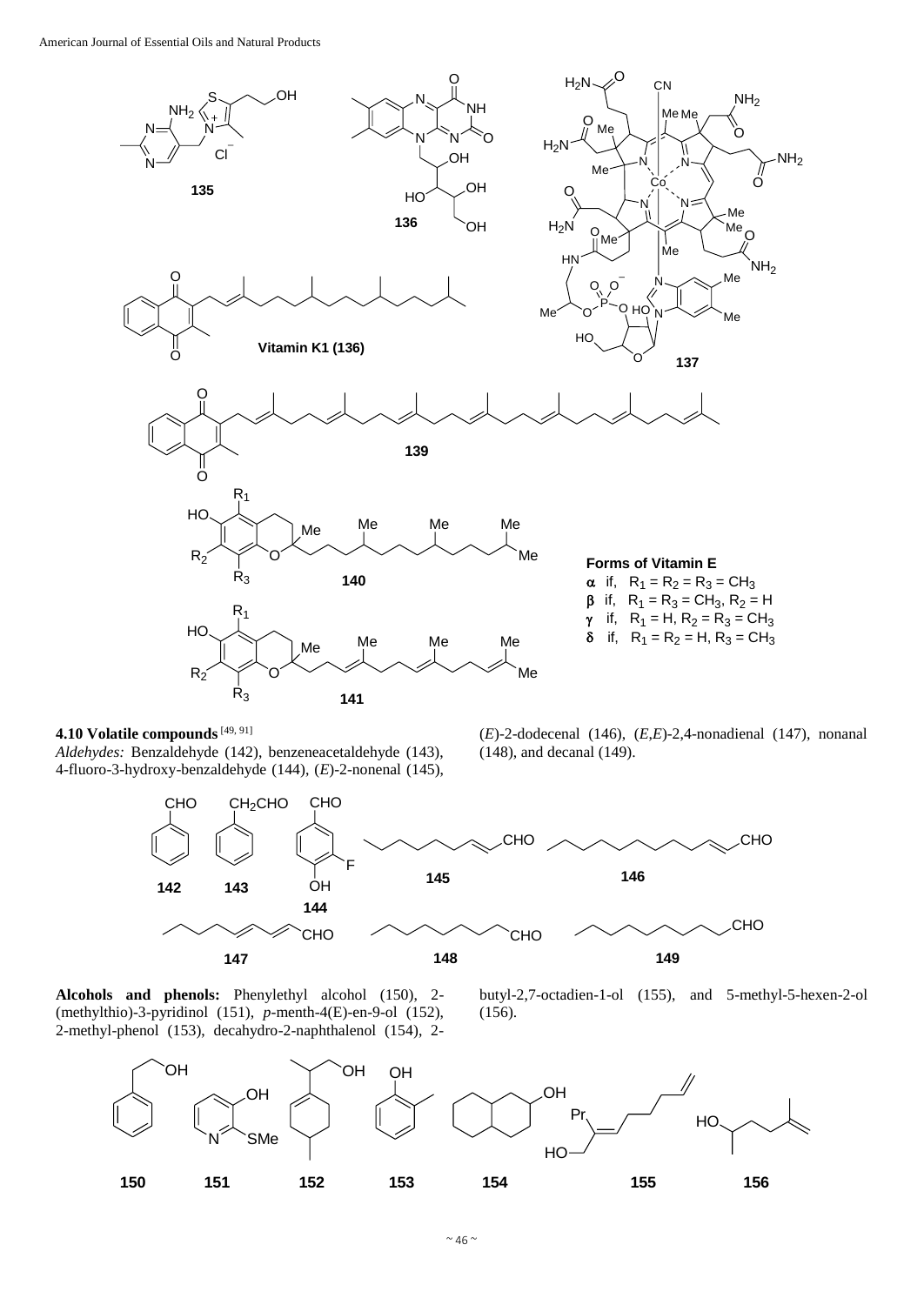**Forms of Vitamin E**

α if, $R_1 = R_2 = R_3 = CH_3$

β if, $R_1 = R_3 = CH_3$, $R_2 = H$

γ if, $R_1 = H$, $R_2 = R_3 = CH_3$

δ if, $R_1 = R_2 = H$, $R_3 = CH_3$

### 4.10 Volatile compounds [49, 91]

*Aldehydes:* Benzaldehyde (142), benzeneacetaldehyde (143), 4-fluoro-3-hydroxy-benzaldehyde (144), (*E*)-2-nonenal (145), (*E*)-2-dodecenal (146), (*E,E*)-2,4-nonadienal (147), nonanal (148), and decanal (149).

**Alcohols and phenols:** Phenylethyl alcohol (150), 2-(methylthio)-3-pyridinol (151), *p*-menth-4(E)-en-9-ol (152), 2-methyl-phenol (153), decahydro-2-naphthalenol (154), 2-butyl-2,7-octadien-1-ol (155), and 5-methyl-5-hexen-2-ol (156).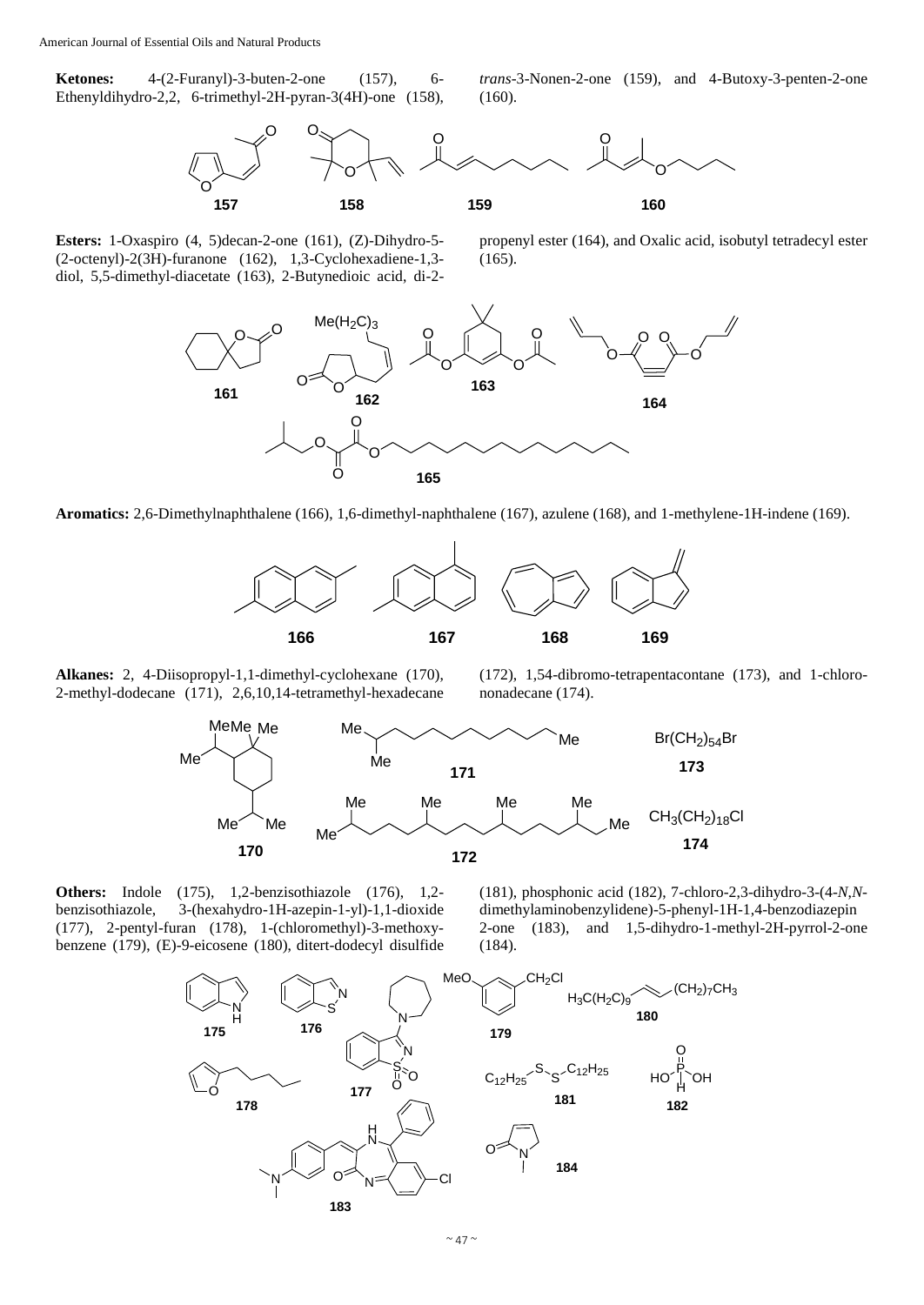**Ketones:** 4-(2-Furanyl)-3-buten-2-one (157), 6-Ethenyldihydro-2,2, 6-trimethyl-2H-pyran-3(4H)-one (158), *trans*-3-Nonen-2-one (159), and 4-Butoxy-3-penten-2-one (160).

**Esters:** 1-Oxaspiro (4, 5)decan-2-one (161), (Z)-Dihydro-5-(2-octenyl)-2(3H)-furanone (162), 1,3-Cyclohexadiene-1,3-diol, 5,5-dimethyl-diacetate (163), 2-Butynedioic acid, di-2-propenyl ester (164), and Oxalic acid, isobutyl tetradecyl ester (165).

**Aromatics:** 2,6-Dimethylnaphthalene (166), 1,6-dimethyl-naphthalene (167), azulene (168), and 1-methylene-1H-indene (169).

**Alkanes:** 2, 4-Diisopropyl-1,1-dimethyl-cyclohexane (170), 2-methyl-dodecane (171), 2,6,10,14-tetramethyl-hexadecane (172), 1,54-dibromo-tetrapentacontane (173), and 1-chloro-nonadecane (174).

$Br(CH_2)_{54}Br$ (173)

$CH_3(CH_2)_{18}Cl$ (174)

**Others:** Indole (175), 1,2-benzisothiazole (176), 1,2-benzisothiazole, 3-(hexahydro-1H-azepin-1-yl)-1,1-dioxide (177), 2-pentyl-furan (178), 1-(chloromethyl)-3-methoxy-benzene (179), (E)-9-eicosene (180), ditert-dodecyl disulfide (181), phosphonic acid (182), 7-chloro-2,3-dihydro-3-(4-*N,N*-dimethylaminobenzylidene)-5-phenyl-1H-1,4-benzodiazepin 2-one (183), and 1,5-dihydro-1-methyl-2H-pyrrol-2-one (184).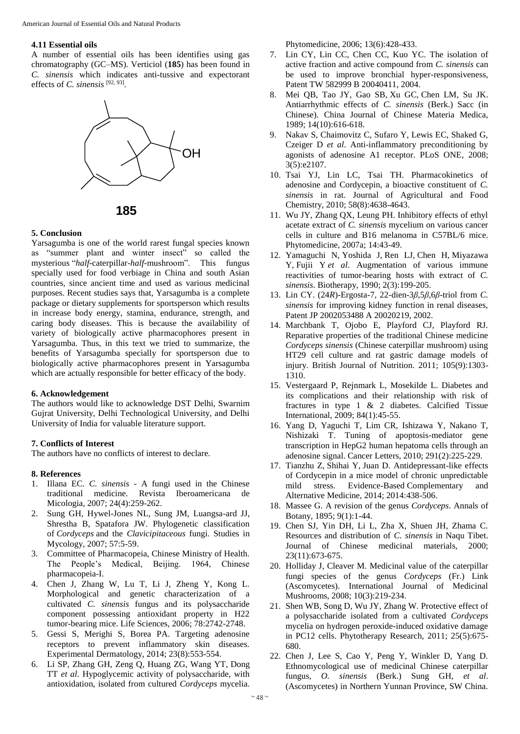### 4.11 Essential oils

A number of essential oils has been identifies using gas chromatography (GC–MS). Verticiol (**185**) has been found in *C. sinensis* which indicates anti-tussive and expectorant effects of *C. sinensis* [92, 93].

**185**

### 5. Conclusion

Yarsagumba is one of the world rarest fungal species known as "summer plant and winter insect" so called the mysterious "*half*-caterpillar-*half*-mushroom". This fungus specially used for food verbiage in China and south Asian countries, since ancient time and used as various medicinal purposes. Recent studies says that, Yarsagumba is a complete package or dietary supplements for sportsperson which results in increase body energy, stamina, endurance, strength, and caring body diseases. This is because the availability of variety of biologically active pharmacophores present in Yarsagumba. Thus, in this text we tried to summarize, the benefits of Yarsagumba specially for sportsperson due to biologically active pharmacophores present in Yarsagumba which are actually responsible for better efficacy of the body.

### 6. Acknowledgement

The authors would like to acknowledge DST Delhi, Swarnim Gujrat University, Delhi Technological University, and Delhi University of India for valuable literature support.

### 7. Conflicts of Interest

The authors have no conflicts of interest to declare.

### 8. References

1. Illana EC. *C. sinensis* - A fungi used in the Chinese traditional medicine. Revista Iberoamericana de Micologia, 2007; 24(4):259-262.
2. Sung GH, Hywel-Jones NL, Sung JM, Luangsa-ard JJ, Shrestha B, Spatafora JW. Phylogenetic classification of *Cordyceps* and the *Clavicipitaceous* fungi. Studies in Mycology, 2007; 57:5-59.
3. Committee of Pharmacopeia, Chinese Ministry of Health. The People's Medical, Beijing. 1964, Chinese pharmacopeia-I.
4. Chen J, Zhang W, Lu T, Li J, Zheng Y, Kong L. Morphological and genetic characterization of a cultivated *C. sinensis* fungus and its polysaccharide component possessing antioxidant property in H22 tumor-bearing mice. Life Sciences, 2006; 78:2742-2748.
5. Gessi S, Merighi S, Borea PA. Targeting adenosine receptors to prevent inflammatory skin diseases. Experimental Dermatology, 2014; 23(8):553-554.
6. Li SP, Zhang GH, Zeng Q, Huang ZG, Wang YT, Dong TT *et al*. Hypoglycemic activity of polysaccharide, with antioxidation, isolated from cultured *Cordyceps* mycelia. Phytomedicine, 2006; 13(6):428-433.
7. Lin CY, Lin CC, Chen CC, Kuo YC. The isolation of active fraction and active compound from *C. sinensis* can be used to improve bronchial hyper-responsiveness, Patent TW 582999 B 20040411, 2004.
8. Mei QB, Tao JY, Gao SB, Xu GC, Chen LM, Su JK. Antiarrhythmic effects of *C. sinensis* (Berk.) Sacc (in Chinese). China Journal of Chinese Materia Medica, 1989; 14(10):616-618.
9. Nakav S, Chaimovitz C, Sufaro Y, Lewis EC, Shaked G, Czeiger D *et al*. Anti-inflammatory preconditioning by agonists of adenosine A1 receptor. PLoS ONE, 2008; 3(5):e2107.
10. Tsai YJ, Lin LC, Tsai TH. Pharmacokinetics of adenosine and Cordycepin, a bioactive constituent of *C. sinensis* in rat. Journal of Agricultural and Food Chemistry, 2010; 58(8):4638-4643.
11. Wu JY, Zhang QX, Leung PH. Inhibitory effects of ethyl acetate extract of *C. sinensis* mycelium on various cancer cells in culture and B16 melanoma in C57BL/6 mice. Phytomedicine, 2007a; 14:43-49.
12. Yamaguchi N, Yoshida J, Ren LJ, Chen H, Miyazawa Y, Fujii Y *et al*. Augmentation of various immune reactivities of tumor-bearing hosts with extract of *C. sinensis*. Biotherapy, 1990; 2(3):199-205.
13. Lin CY. (24*R*)-Ergosta-7, 22-dien-3*β*,5*β*,6*β*-triol from *C. sinensis* for improving kidney function in renal diseases, Patent JP 2002053488 A 20020219, 2002.
14. Marchbank T, Ojobo E, Playford CJ, Playford RJ. Reparative properties of the traditional Chinese medicine *Cordyceps sinensis* (Chinese caterpillar mushroom) using HT29 cell culture and rat gastric damage models of injury. British Journal of Nutrition. 2011; 105(9):1303-1310.
15. Vestergaard P, Rejnmark L, Mosekilde L. Diabetes and its complications and their relationship with risk of fractures in type 1 & 2 diabetes. Calcified Tissue International, 2009; 84(1):45-55.
16. Yang D, Yaguchi T, Lim CR, Ishizawa Y, Nakano T, Nishizaki T. Tuning of apoptosis-mediator gene transcription in HepG2 human hepatoma cells through an adenosine signal. Cancer Letters, 2010; 291(2):225-229.
17. Tianzhu Z, Shihai Y, Juan D. Antidepressant-like effects of Cordycepin in a mice model of chronic unpredictable mild stress. Evidence-Based Complementary and Alternative Medicine, 2014; 2014:438-506.
18. Massee G. A revision of the genus *Cordyceps*. Annals of Botany, 1895; 9(1):1-44.
19. Chen SJ, Yin DH, Li L, Zha X, Shuen JH, Zhama C. Resources and distribution of *C. sinensis* in Naqu Tibet. Journal of Chinese medicinal materials, 2000; 23(11):673-675.
20. Holliday J, Cleaver M. Medicinal value of the caterpillar fungi species of the genus *Cordyceps* (Fr.) Link (Ascomycetes). International Journal of Medicinal Mushrooms, 2008; 10(3):219-234.
21. Shen WB, Song D, Wu JY, Zhang W. Protective effect of a polysaccharide isolated from a cultivated *Cordyceps* mycelia on hydrogen peroxide-induced oxidative damage in PC12 cells. Phytotherapy Research, 2011; 25(5):675-680.
22. Chen J, Lee S, Cao Y, Peng Y, Winkler D, Yang D. Ethnomycological use of medicinal Chinese caterpillar fungus, *O. sinensis* (Berk.) Sung GH, *et al*. (Ascomycetes) in Northern Yunnan Province, SW China.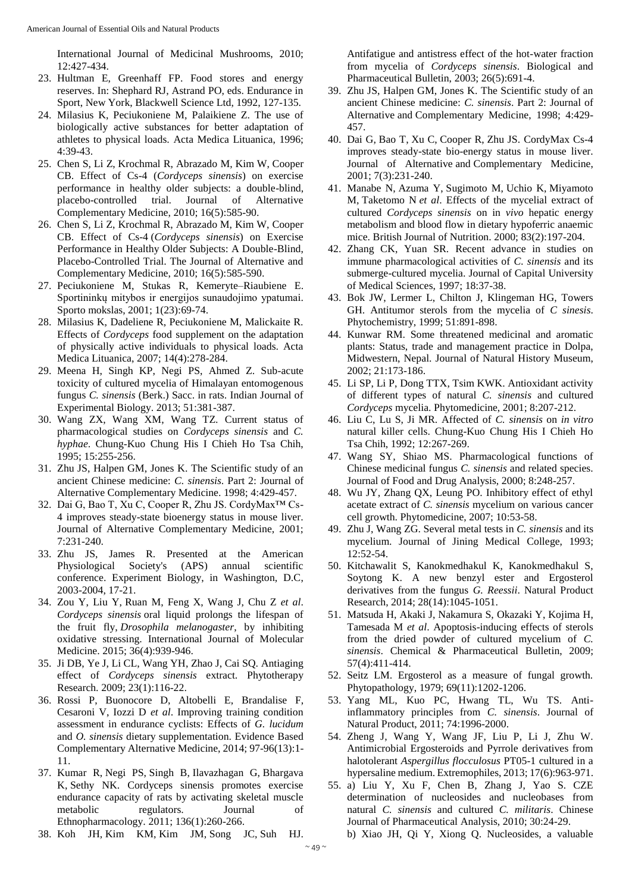International Journal of Medicinal Mushrooms, 2010; 12:427-434.

23. Hultman E, Greenhaff FP. Food stores and energy reserves. In: Shephard RJ, Astrand PO, eds. Endurance in Sport, New York, Blackwell Science Ltd, 1992, 127-135.
24. Milasius K, Peciukoniene M, Palaikiene Z. The use of biologically active substances for better adaptation of athletes to physical loads. Acta Medica Lituanica, 1996; 4:39-43.
25. Chen S, Li Z, Krochmal R, Abrazado M, Kim W, Cooper CB. Effect of Cs-4 (*Cordyceps sinensis*) on exercise performance in healthy older subjects: a double-blind, placebo-controlled trial. Journal of Alternative Complementary Medicine, 2010; 16(5):585-90.
26. Chen S, Li Z, Krochmal R, Abrazado M, Kim W, Cooper CB. Effect of Cs-4 (*Cordyceps sinensis*) on Exercise Performance in Healthy Older Subjects: A Double-Blind, Placebo-Controlled Trial. The Journal of Alternative and Complementary Medicine, 2010; 16(5):585-590.
27. Peciukoniene M, Stukas R, Kemeryte–Riaubiene E. Sportininkų mitybos ir energijos sunaudojimo ypatumai. Sporto mokslas, 2001; 1(23):69-74.
28. Milasius K, Dadeliene R, Peciukoniene M, Malickaite R. Effects of *Cordyceps* food supplement on the adaptation of physically active individuals to physical loads. Acta Medica Lituanica, 2007; 14(4):278-284.
29. Meena H, Singh KP, Negi PS, Ahmed Z. Sub-acute toxicity of cultured mycelia of Himalayan entomogenous fungus *C. sinensis* (Berk.) Sacc. in rats. Indian Journal of Experimental Biology. 2013; 51:381-387.
30. Wang ZX, Wang XM, Wang TZ. Current status of pharmacological studies on *Cordyceps sinensis* and *C. hyphae*. Chung-Kuo Chung His I Chieh Ho Tsa Chih, 1995; 15:255-256.
31. Zhu JS, Halpen GM, Jones K. The Scientific study of an ancient Chinese medicine: *C. sinensis*. Part 2: Journal of Alternative Complementary Medicine. 1998; 4:429-457.
32. Dai G, Bao T, Xu C, Cooper R, Zhu JS. CordyMax™ Cs-4 improves steady-state bioenergy status in mouse liver. Journal of Alternative Complementary Medicine, 2001; 7:231-240.
33. Zhu JS, James R. Presented at the American Physiological Society's (APS) annual scientific conference. Experiment Biology, in Washington, D.C, 2003-2004, 17-21.
34. Zou Y, Liu Y, Ruan M, Feng X, Wang J, Chu Z *et al*. *Cordyceps sinensis* oral liquid prolongs the lifespan of the fruit fly, *Drosophila melanogaster*, by inhibiting oxidative stressing. International Journal of Molecular Medicine. 2015; 36(4):939-946.
35. Ji DB, Ye J, Li CL, Wang YH, Zhao J, Cai SQ. Antiaging effect of *Cordyceps sinensis* extract. Phytotherapy Research. 2009; 23(1):116-22.
36. Rossi P, Buonocore D, Altobelli E, Brandalise F, Cesaroni V, Iozzi D *et al*. Improving training condition assessment in endurance cyclists: Effects of *G. lucidum* and *O. sinensis* dietary supplementation. Evidence Based Complementary Alternative Medicine, 2014; 97-96(13):1-11.
37. Kumar R, Negi PS, Singh B, Ilavazhagan G, Bhargava K, Sethy NK. Cordyceps sinensis promotes exercise endurance capacity of rats by activating skeletal muscle metabolic regulators. Journal of Ethnopharmacology. 2011; 136(1):260-266.
38. Koh JH, Kim KM, Kim JM, Song JC, Suh HJ. Antifatigue and antistress effect of the hot-water fraction from mycelia of *Cordyceps sinensis*. Biological and Pharmaceutical Bulletin, 2003; 26(5):691-4.
39. Zhu JS, Halpen GM, Jones K. The Scientific study of an ancient Chinese medicine: *C. sinensis*. Part 2: Journal of Alternative and Complementary Medicine, 1998; 4:429-457.
40. Dai G, Bao T, Xu C, Cooper R, Zhu JS. CordyMax Cs-4 improves steady-state bio-energy status in mouse liver. Journal of Alternative and Complementary Medicine, 2001; 7(3):231-240.
41. Manabe N, Azuma Y, Sugimoto M, Uchio K, Miyamoto M, Taketomo N *et al*. Effects of the mycelial extract of cultured *Cordyceps sinensis* on *in vivo* hepatic energy metabolism and blood flow in dietary hypoferric anaemic mice. British Journal of Nutrition. 2000; 83(2):197-204.
42. Zhang CK, Yuan SR. Recent advance in studies on immune pharmacological activities of *C. sinensis* and its submerge-cultured mycelia. Journal of Capital University of Medical Sciences, 1997; 18:37-38.
43. Bok JW, Lermer L, Chilton J, Klingeman HG, Towers GH. Antitumor sterols from the mycelia of *C sinesis*. Phytochemistry, 1999; 51:891-898.
44. Kunwar RM. Some threatened medicinal and aromatic plants: Status, trade and management practice in Dolpa, Midwestern, Nepal. Journal of Natural History Museum, 2002; 21:173-186.
45. Li SP, Li P, Dong TTX, Tsim KWK. Antioxidant activity of different types of natural *C. sinensis* and cultured *Cordyceps* mycelia. Phytomedicine, 2001; 8:207-212.
46. Liu C, Lu S, Ji MR. Affected of *C. sinensis* on *in vitro* natural killer cells. Chung-Kuo Chung His I Chieh Ho Tsa Chih, 1992; 12:267-269.
47. Wang SY, Shiao MS. Pharmacological functions of Chinese medicinal fungus *C. sinensis* and related species. Journal of Food and Drug Analysis, 2000; 8:248-257.
48. Wu JY, Zhang QX, Leung PO. Inhibitory effect of ethyl acetate extract of *C. sinensis* mycelium on various cancer cell growth. Phytomedicine, 2007; 10:53-58.
49. Zhu J, Wang ZG. Several metal tests in *C. sinensis* and its mycelium. Journal of Jining Medical College, 1993; 12:52-54.
50. Kitchawalit S, Kanokmedhakul K, Kanokmedhakul S, Soytong K. A new benzyl ester and Ergosterol derivatives from the fungus *G. Reessii*. Natural Product Research, 2014; 28(14):1045-1051.
51. Matsuda H, Akaki J, Nakamura S, Okazaki Y, Kojima H, Tamesada M *et al*. Apoptosis-inducing effects of sterols from the dried powder of cultured mycelium of *C. sinensis*. Chemical & Pharmaceutical Bulletin, 2009; 57(4):411-414.
52. Seitz LM. Ergosterol as a measure of fungal growth. Phytopathology, 1979; 69(11):1202-1206.
53. Yang ML, Kuo PC, Hwang TL, Wu TS. Anti-inflammatory principles from *C. sinensis*. Journal of Natural Product, 2011; 74:1996-2000.
54. Zheng J, Wang Y, Wang JF, Liu P, Li J, Zhu W. Antimicrobial Ergosteroids and Pyrrole derivatives from halotolerant *Aspergillus flocculosus* PT05-1 cultured in a hypersaline medium. Extremophiles, 2013; 17(6):963-971.
55. a) Liu Y, Xu F, Chen B, Zhang J, Yao S. CZE determination of nucleosides and nucleobases from natural *C. sinensis* and cultured *C. militaris*. Chinese Journal of Pharmaceutical Analysis, 2010; 30:24-29.
    b) Xiao JH, Qi Y, Xiong Q. Nucleosides, a valuable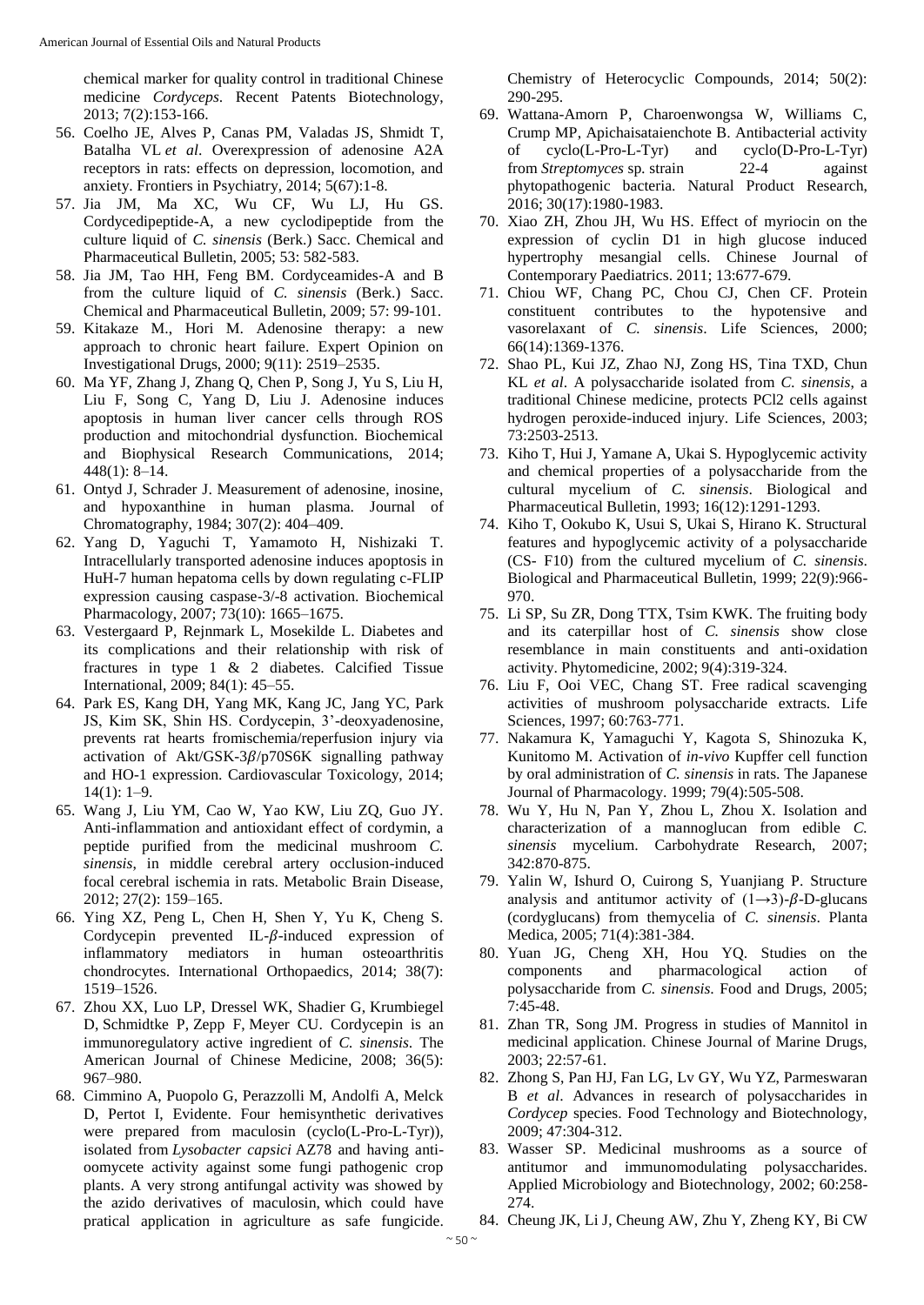chemical marker for quality control in traditional Chinese medicine *Cordyceps*. Recent Patents Biotechnology, 2013; 7(2):153-166.

56. Coelho JE, Alves P, Canas PM, Valadas JS, Shmidt T, Batalha VL *et al*. Overexpression of adenosine A2A receptors in rats: effects on depression, locomotion, and anxiety. Frontiers in Psychiatry, 2014; 5(67):1-8.
57. Jia JM, Ma XC, Wu CF, Wu LJ, Hu GS. Cordycedipeptide-A, a new cyclodipeptide from the culture liquid of *C. sinensis* (Berk.) Sacc. Chemical and Pharmaceutical Bulletin, 2005; 53: 582-583.
58. Jia JM, Tao HH, Feng BM. Cordyceamides-A and B from the culture liquid of *C. sinensis* (Berk.) Sacc. Chemical and Pharmaceutical Bulletin, 2009; 57: 99-101.
59. Kitakaze M., Hori M. Adenosine therapy: a new approach to chronic heart failure. Expert Opinion on Investigational Drugs, 2000; 9(11): 2519–2535.
60. Ma YF, Zhang J, Zhang Q, Chen P, Song J, Yu S, Liu H, Liu F, Song C, Yang D, Liu J. Adenosine induces apoptosis in human liver cancer cells through ROS production and mitochondrial dysfunction. Biochemical and Biophysical Research Communications, 2014; 448(1): 8–14.
61. Ontyd J, Schrader J. Measurement of adenosine, inosine, and hypoxanthine in human plasma. Journal of Chromatography, 1984; 307(2): 404–409.
62. Yang D, Yaguchi T, Yamamoto H, Nishizaki T. Intracellularly transported adenosine induces apoptosis in HuH-7 human hepatoma cells by down regulating c-FLIP expression causing caspase-3/-8 activation. Biochemical Pharmacology, 2007; 73(10): 1665–1675.
63. Vestergaard P, Rejnmark L, Mosekilde L. Diabetes and its complications and their relationship with risk of fractures in type 1 & 2 diabetes. Calcified Tissue International, 2009; 84(1): 45–55.
64. Park ES, Kang DH, Yang MK, Kang JC, Jang YC, Park JS, Kim SK, Shin HS. Cordycepin, 3'-deoxyadenosine, prevents rat hearts fromischemia/reperfusion injury via activation of Akt/GSK-3$\beta$/p70S6K signalling pathway and HO-1 expression. Cardiovascular Toxicology, 2014; 14(1): 1–9.
65. Wang J, Liu YM, Cao W, Yao KW, Liu ZQ, Guo JY. Anti-inflammation and antioxidant effect of cordymin, a peptide purified from the medicinal mushroom *C. sinensis*, in middle cerebral artery occlusion-induced focal cerebral ischemia in rats. Metabolic Brain Disease, 2012; 27(2): 159–165.
66. Ying XZ, Peng L, Chen H, Shen Y, Yu K, Cheng S. Cordycepin prevented IL-$\beta$-induced expression of inflammatory mediators in human osteoarthritis chondrocytes. International Orthopaedics, 2014; 38(7): 1519–1526.
67. Zhou XX, Luo LP, Dressel WK, Shadier G, Krumbiegel D, Schmidtke P, Zepp F, Meyer CU. Cordycepin is an immunoregulatory active ingredient of *C. sinensis*. The American Journal of Chinese Medicine, 2008; 36(5): 967–980.
68. Cimmino A, Puopolo G, Perazzolli M, Andolfi A, Melck D, Pertot I, Evidente. Four hemisynthetic derivatives were prepared from maculosin (cyclo(L-Pro-L-Tyr)), isolated from *Lysobacter capsici* AZ78 and having anti-oomycete activity against some fungi pathogenic crop plants. A very strong antifungal activity was showed by the azido derivatives of maculosin, which could have pratical application in agriculture as safe fungicide. Chemistry of Heterocyclic Compounds, 2014; 50(2): 290-295.
69. Wattana-Amorn P, Charoenwongsa W, Williams C, Crump MP, Apichaisataienchote B. Antibacterial activity of cyclo(L-Pro-L-Tyr) and cyclo(D-Pro-L-Tyr) from *Streptomyces* sp. strain 22-4 against phytopathogenic bacteria. Natural Product Research, 2016; 30(17):1980-1983.
70. Xiao ZH, Zhou JH, Wu HS. Effect of myriocin on the expression of cyclin D1 in high glucose induced hypertrophy mesangial cells. Chinese Journal of Contemporary Paediatrics. 2011; 13:677-679.
71. Chiou WF, Chang PC, Chou CJ, Chen CF. Protein constituent contributes to the hypotensive and vasorelaxant of *C. sinensis*. Life Sciences, 2000; 66(14):1369-1376.
72. Shao PL, Kui JZ, Zhao NJ, Zong HS, Tina TXD, Chun KL *et al*. A polysaccharide isolated from *C. sinensis*, a traditional Chinese medicine, protects PCl2 cells against hydrogen peroxide-induced injury. Life Sciences, 2003; 73:2503-2513.
73. Kiho T, Hui J, Yamane A, Ukai S. Hypoglycemic activity and chemical properties of a polysaccharide from the cultural mycelium of *C. sinensis*. Biological and Pharmaceutical Bulletin, 1993; 16(12):1291-1293.
74. Kiho T, Ookubo K, Usui S, Ukai S, Hirano K. Structural features and hypoglycemic activity of a polysaccharide (CS- F10) from the cultured mycelium of *C. sinensis*. Biological and Pharmaceutical Bulletin, 1999; 22(9):966-970.
75. Li SP, Su ZR, Dong TTX, Tsim KWK. The fruiting body and its caterpillar host of *C. sinensis* show close resemblance in main constituents and anti-oxidation activity. Phytomedicine, 2002; 9(4):319-324.
76. Liu F, Ooi VEC, Chang ST. Free radical scavenging activities of mushroom polysaccharide extracts. Life Sciences, 1997; 60:763-771.
77. Nakamura K, Yamaguchi Y, Kagota S, Shinozuka K, Kunitomo M. Activation of *in-vivo* Kupffer cell function by oral administration of *C. sinensis* in rats. The Japanese Journal of Pharmacology. 1999; 79(4):505-508.
78. Wu Y, Hu N, Pan Y, Zhou L, Zhou X. Isolation and characterization of a mannoglucan from edible *C. sinensis* mycelium. Carbohydrate Research, 2007; 342:870-875.
79. Yalin W, Ishurd O, Cuirong S, Yuanjiang P. Structure analysis and antitumor activity of $(1\rightarrow3)$-$\beta$-D-glucans (cordyglucans) from themycelia of *C. sinensis*. Planta Medica, 2005; 71(4):381-384.
80. Yuan JG, Cheng XH, Hou YQ. Studies on the components and pharmacological action of polysaccharide from *C. sinensis*. Food and Drugs, 2005; 7:45-48.
81. Zhan TR, Song JM. Progress in studies of Mannitol in medicinal application. Chinese Journal of Marine Drugs, 2003; 22:57-61.
82. Zhong S, Pan HJ, Fan LG, Lv GY, Wu YZ, Parmeswaran B *et al*. Advances in research of polysaccharides in *Cordycep* species. Food Technology and Biotechnology, 2009; 47:304-312.
83. Wasser SP. Medicinal mushrooms as a source of antitumor and immunomodulating polysaccharides. Applied Microbiology and Biotechnology, 2002; 60:258-274.
84. Cheung JK, Li J, Cheung AW, Zhu Y, Zheng KY, Bi CW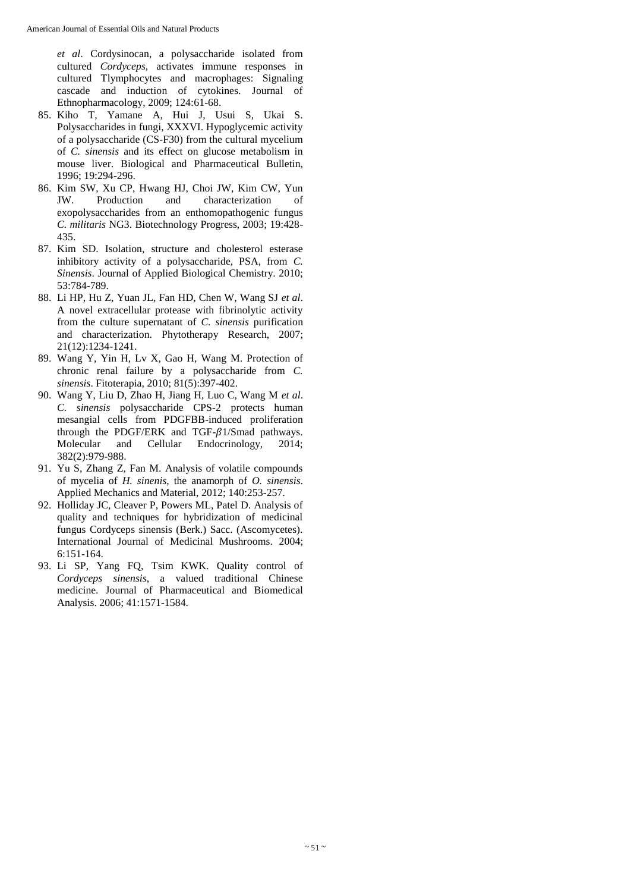*et al*. Cordysinocan, a polysaccharide isolated from cultured *Cordyceps*, activates immune responses in cultured Tlymphocytes and macrophages: Signaling cascade and induction of cytokines. Journal of Ethnopharmacology, 2009; 124:61-68.

85. Kiho T, Yamane A, Hui J, Usui S, Ukai S. Polysaccharides in fungi, XXXVI. Hypoglycemic activity of a polysaccharide (CS-F30) from the cultural mycelium of *C. sinensis* and its effect on glucose metabolism in mouse liver. Biological and Pharmaceutical Bulletin, 1996; 19:294-296.
86. Kim SW, Xu CP, Hwang HJ, Choi JW, Kim CW, Yun JW. Production and characterization of exopolysaccharides from an enthomopathogenic fungus *C. militaris* NG3. Biotechnology Progress, 2003; 19:428-435.
87. Kim SD. Isolation, structure and cholesterol esterase inhibitory activity of a polysaccharide, PSA, from *C. Sinensis*. Journal of Applied Biological Chemistry. 2010; 53:784-789.
88. Li HP, Hu Z, Yuan JL, Fan HD, Chen W, Wang SJ *et al*. A novel extracellular protease with fibrinolytic activity from the culture supernatant of *C. sinensis* purification and characterization. Phytotherapy Research, 2007; 21(12):1234-1241.
89. Wang Y, Yin H, Lv X, Gao H, Wang M. Protection of chronic renal failure by a polysaccharide from *C. sinensis*. Fitoterapia, 2010; 81(5):397-402.
90. Wang Y, Liu D, Zhao H, Jiang H, Luo C, Wang M *et al*. *C. sinensis* polysaccharide CPS-2 protects human mesangial cells from PDGFBB-induced proliferation through the PDGF/ERK and TGF-$\beta$1/Smad pathways. Molecular and Cellular Endocrinology, 2014; 382(2):979-988.
91. Yu S, Zhang Z, Fan M. Analysis of volatile compounds of mycelia of *H. sinenis*, the anamorph of *O. sinensis*. Applied Mechanics and Material, 2012; 140:253-257.
92. Holliday JC, Cleaver P, Powers ML, Patel D. Analysis of quality and techniques for hybridization of medicinal fungus Cordyceps sinensis (Berk.) Sacc. (Ascomycetes). International Journal of Medicinal Mushrooms. 2004; 6:151-164.
93. Li SP, Yang FQ, Tsim KWK. Quality control of *Cordyceps sinensis*, a valued traditional Chinese medicine. Journal of Pharmaceutical and Biomedical Analysis. 2006; 41:1571-1584.